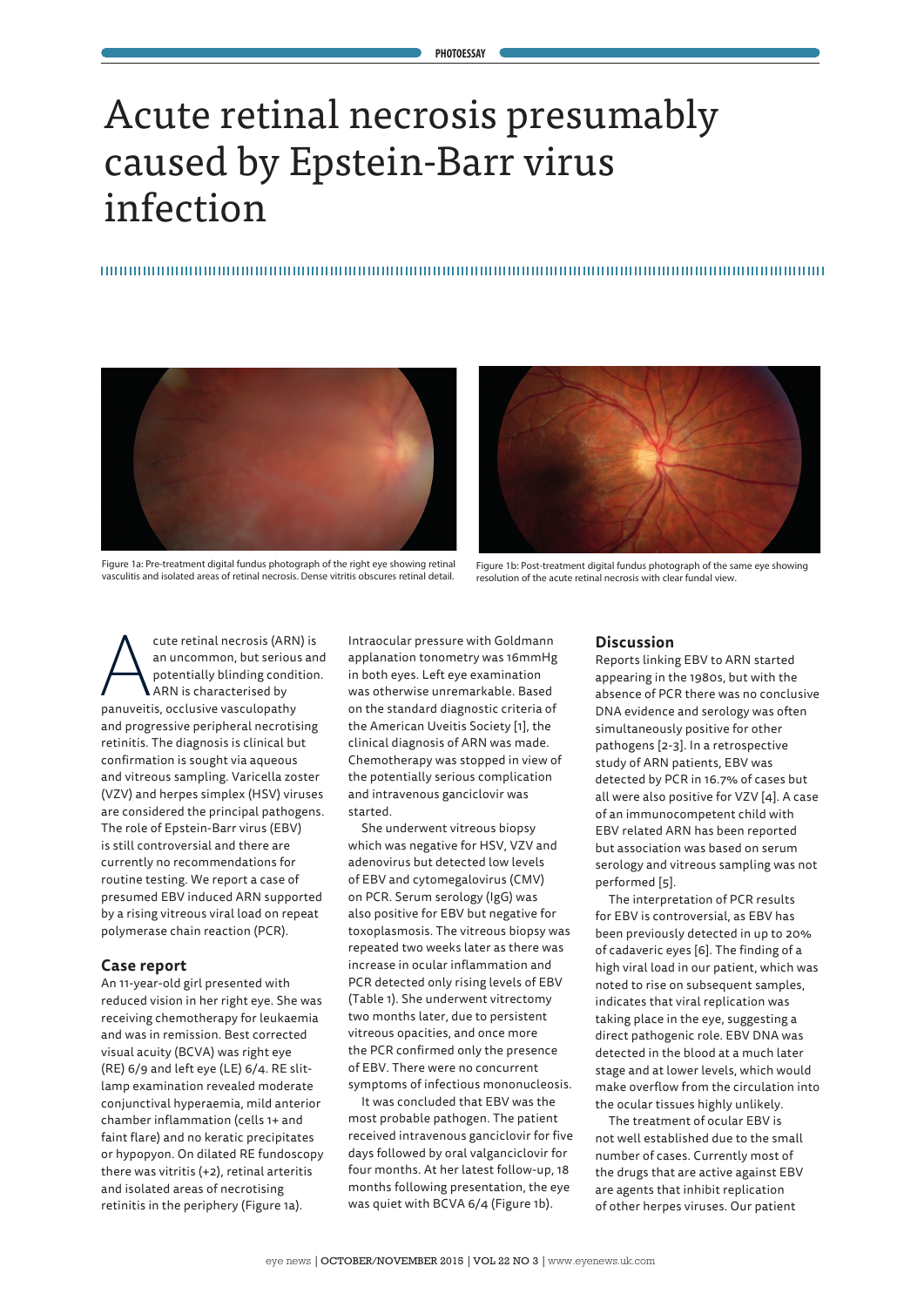# Acute retinal necrosis presumably caused by Epstein-Barr virus infection

Figure 1a: Pre-treatment digital fundus photograph of the right eye showing retinal vasculitis and isolated areas of retinal necrosis. Dense vitritis obscures retinal detail.

Figure 1b: Post-treatment digital fundus photograph of the same eye showing resolution of the acute retinal necrosis with clear fundal view.

Acute retinal necrosis (ARN) is an uncommon, but serious and potentially blinding condition. ARN is characterised by panuveitis, occlusive vasculopathy and progressive peripheral necrotising retinitis. The diagnosis is clinical but confirmation is sought via aqueous and vitreous sampling. Varicella zoster (VZV) and herpes simplex (HSV) viruses are considered the principal pathogens. The role of Epstein-Barr virus (EBV) is still controversial and there are currently no recommendations for routine testing. We report a case of presumed EBV induced ARN supported by a rising vitreous viral load on repeat polymerase chain reaction (PCR).

## Case report

An 11-year-old girl presented with reduced vision in her right eye. She was receiving chemotherapy for leukaemia and was in remission. Best corrected visual acuity (BCVA) was right eye (RE) 6/9 and left eye (LE) 6/4. RE slit-lamp examination revealed moderate conjunctival hyperaemia, mild anterior chamber inflammation (cells 1+ and faint flare) and no keratic precipitates or hypopyon. On dilated RE fundoscopy there was vitritis (+2), retinal arteritis and isolated areas of necrotising retinitis in the periphery (Figure 1a).

Intraocular pressure with Goldmann applanation tonometry was 16mmHg in both eyes. Left eye examination was otherwise unremarkable. Based on the standard diagnostic criteria of the American Uveitis Society [1], the clinical diagnosis of ARN was made. Chemotherapy was stopped in view of the potentially serious complication and intravenous ganciclovir was started.

She underwent vitreous biopsy which was negative for HSV, VZV and adenovirus but detected low levels of EBV and cytomegalovirus (CMV) on PCR. Serum serology (IgG) was also positive for EBV but negative for toxoplasmosis. The vitreous biopsy was repeated two weeks later as there was increase in ocular inflammation and PCR detected only rising levels of EBV (Table 1). She underwent vitrectomy two months later, due to persistent vitreous opacities, and once more the PCR confirmed only the presence of EBV. There were no concurrent symptoms of infectious mononucleosis.

It was concluded that EBV was the most probable pathogen. The patient received intravenous ganciclovir for five days followed by oral valganciclovir for four months. At her latest follow-up, 18 months following presentation, the eye was quiet with BCVA 6/4 (Figure 1b).

## Discussion

Reports linking EBV to ARN started appearing in the 1980s, but with the absence of PCR there was no conclusive DNA evidence and serology was often simultaneously positive for other pathogens [2-3]. In a retrospective study of ARN patients, EBV was detected by PCR in 16.7% of cases but all were also positive for VZV [4]. A case of an immunocompetent child with EBV related ARN has been reported but association was based on serum serology and vitreous sampling was not performed [5].

The interpretation of PCR results for EBV is controversial, as EBV has been previously detected in up to 20% of cadaveric eyes [6]. The finding of a high viral load in our patient, which was noted to rise on subsequent samples, indicates that viral replication was taking place in the eye, suggesting a direct pathogenic role. EBV DNA was detected in the blood at a much later stage and at lower levels, which would make overflow from the circulation into the ocular tissues highly unlikely.

The treatment of ocular EBV is not well established due to the small number of cases. Currently most of the drugs that are active against EBV are agents that inhibit replication of other herpes viruses. Our patient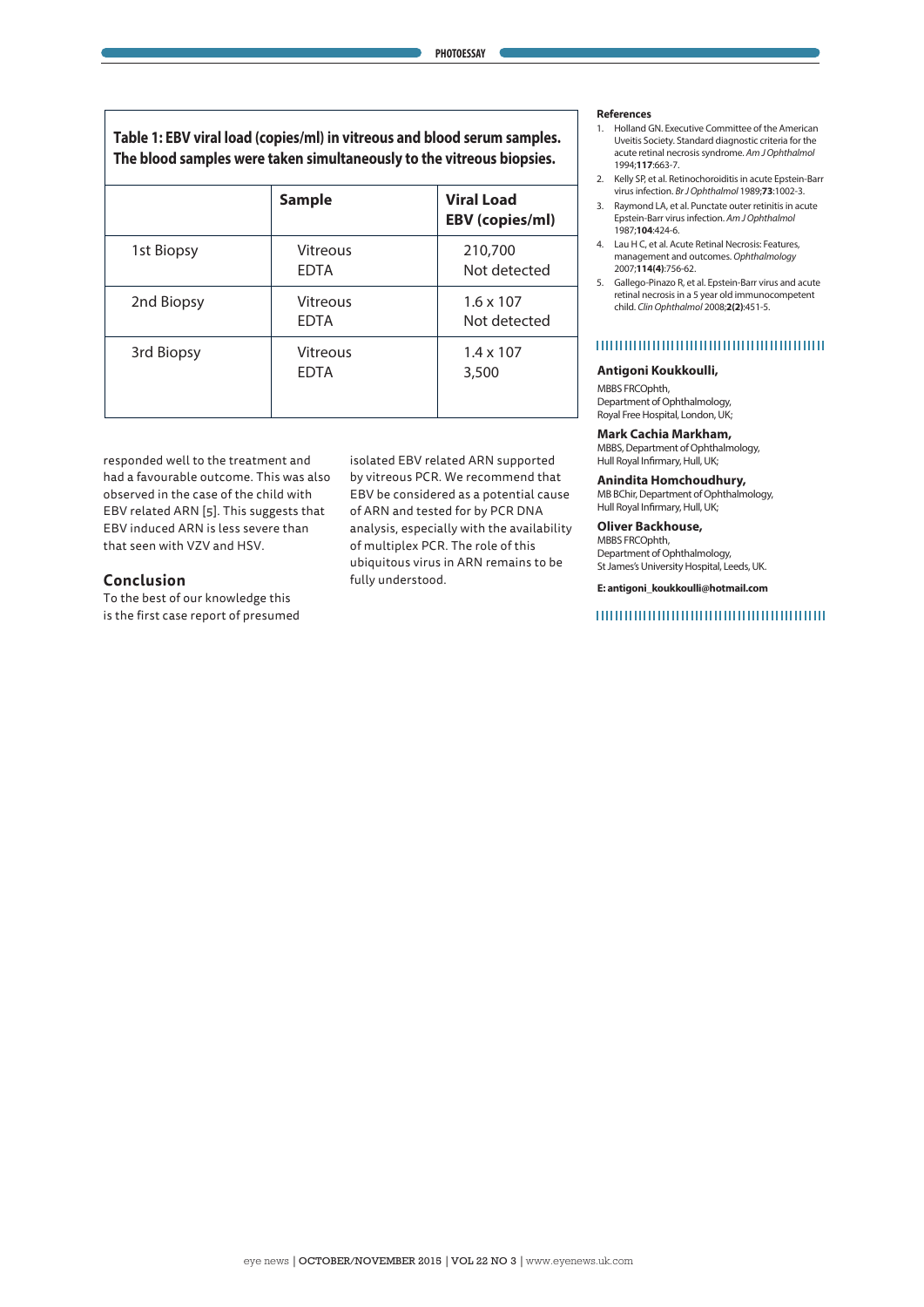**Table 1: EBV viral load (copies/ml) in vitreous and blood serum samples. The blood samples were taken simultaneously to the vitreous biopsies.**

| | Sample | Viral Load EBV (copies/ml) |
|---|---|---|
| 1st Biopsy | Vitreous<br>EDTA | 210,700<br>Not detected |
| 2nd Biopsy | Vitreous<br>EDTA | 1.6 x 107<br>Not detected |
| 3rd Biopsy | Vitreous<br>EDTA | 1.4 x 107<br>3,500 |

responded well to the treatment and had a favourable outcome. This was also observed in the case of the child with EBV related ARN [5]. This suggests that EBV induced ARN is less severe than that seen with VZV and HSV.

## Conclusion

To the best of our knowledge this is the first case report of presumed isolated EBV related ARN supported by vitreous PCR. We recommend that EBV be considered as a potential cause of ARN and tested for by PCR DNA analysis, especially with the availability of multiplex PCR. The role of this ubiquitous virus in ARN remains to be fully understood.

**References**

1. Holland GN. Executive Committee of the American Uveitis Society. Standard diagnostic criteria for the acute retinal necrosis syndrome. *Am J Ophthalmol* 1994;**117**:663-7.
2. Kelly SP, et al. Retinochoroiditis in acute Epstein-Barr virus infection. *Br J Ophthalmol* 1989;**73**:1002-3.
3. Raymond LA, et al. Punctate outer retinitis in acute Epstein-Barr virus infection. *Am J Ophthalmol* 1987;**104**:424-6.
4. Lau H C, et al. Acute Retinal Necrosis: Features, management and outcomes. *Ophthalmology* 2007;**114(4)**:756-62.
5. Gallego-Pinazo R, et al. Epstein-Barr virus and acute retinal necrosis in a 5 year old immunocompetent child. *Clin Ophthalmol* 2008;**2(2)**:451-5.

**Antigoni Koukkoulli,**
MBBS FRCOphth,
Department of Ophthalmology,
Royal Free Hospital, London, UK;

**Mark Cachia Markham,**
MBBS, Department of Ophthalmology,
Hull Royal Infirmary, Hull, UK;

**Anindita Homchoudhury,**
MB BChir, Department of Ophthalmology,
Hull Royal Infirmary, Hull, UK;

**Oliver Backhouse,**
MBBS FRCOphth,
Department of Ophthalmology,
St James's University Hospital, Leeds, UK.

**E: antigoni_koukkoulli@hotmail.com**